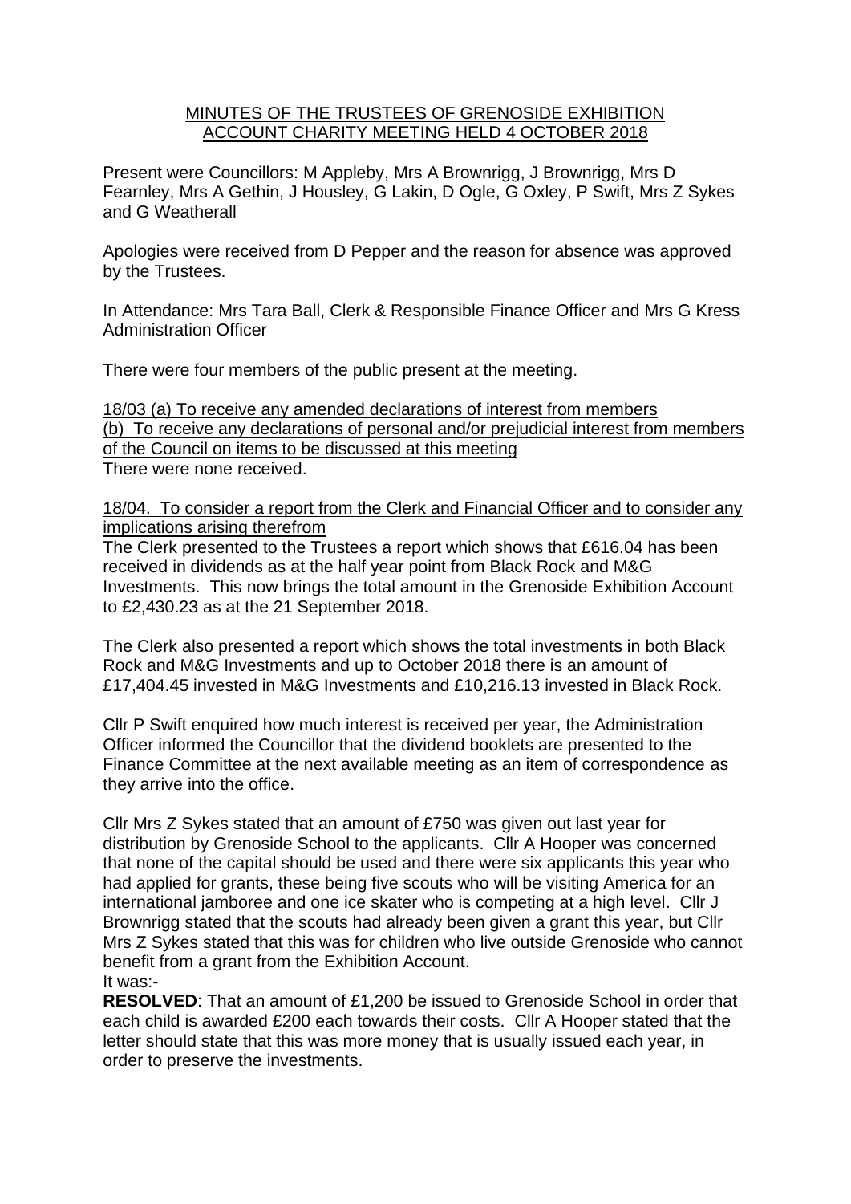# MINUTES OF THE TRUSTEES OF GRENOSIDE EXHIBITION ACCOUNT CHARITY MEETING HELD 4 OCTOBER 2018

Present were Councillors: M Appleby, Mrs A Brownrigg, J Brownrigg, Mrs D Fearnley, Mrs A Gethin, J Housley, G Lakin, D Ogle, G Oxley, P Swift, Mrs Z Sykes and G Weatherall

Apologies were received from D Pepper and the reason for absence was approved by the Trustees.

In Attendance: Mrs Tara Ball, Clerk & Responsible Finance Officer and Mrs G Kress Administration Officer

There were four members of the public present at the meeting.

18/03 (a) To receive any amended declarations of interest from members
(b) To receive any declarations of personal and/or prejudicial interest from members of the Council on items to be discussed at this meeting

There were none received.

18/04. To consider a report from the Clerk and Financial Officer and to consider any implications arising therefrom

The Clerk presented to the Trustees a report which shows that £616.04 has been received in dividends as at the half year point from Black Rock and M&G Investments. This now brings the total amount in the Grenoside Exhibition Account to £2,430.23 as at the 21 September 2018.

The Clerk also presented a report which shows the total investments in both Black Rock and M&G Investments and up to October 2018 there is an amount of £17,404.45 invested in M&G Investments and £10,216.13 invested in Black Rock.

Cllr P Swift enquired how much interest is received per year, the Administration Officer informed the Councillor that the dividend booklets are presented to the Finance Committee at the next available meeting as an item of correspondence as they arrive into the office.

Cllr Mrs Z Sykes stated that an amount of £750 was given out last year for distribution by Grenoside School to the applicants. Cllr A Hooper was concerned that none of the capital should be used and there were six applicants this year who had applied for grants, these being five scouts who will be visiting America for an international jamboree and one ice skater who is competing at a high level. Cllr J Brownrigg stated that the scouts had already been given a grant this year, but Cllr Mrs Z Sykes stated that this was for children who live outside Grenoside who cannot benefit from a grant from the Exhibition Account.

It was:-

**RESOLVED**: That an amount of £1,200 be issued to Grenoside School in order that each child is awarded £200 each towards their costs. Cllr A Hooper stated that the letter should state that this was more money that is usually issued each year, in order to preserve the investments.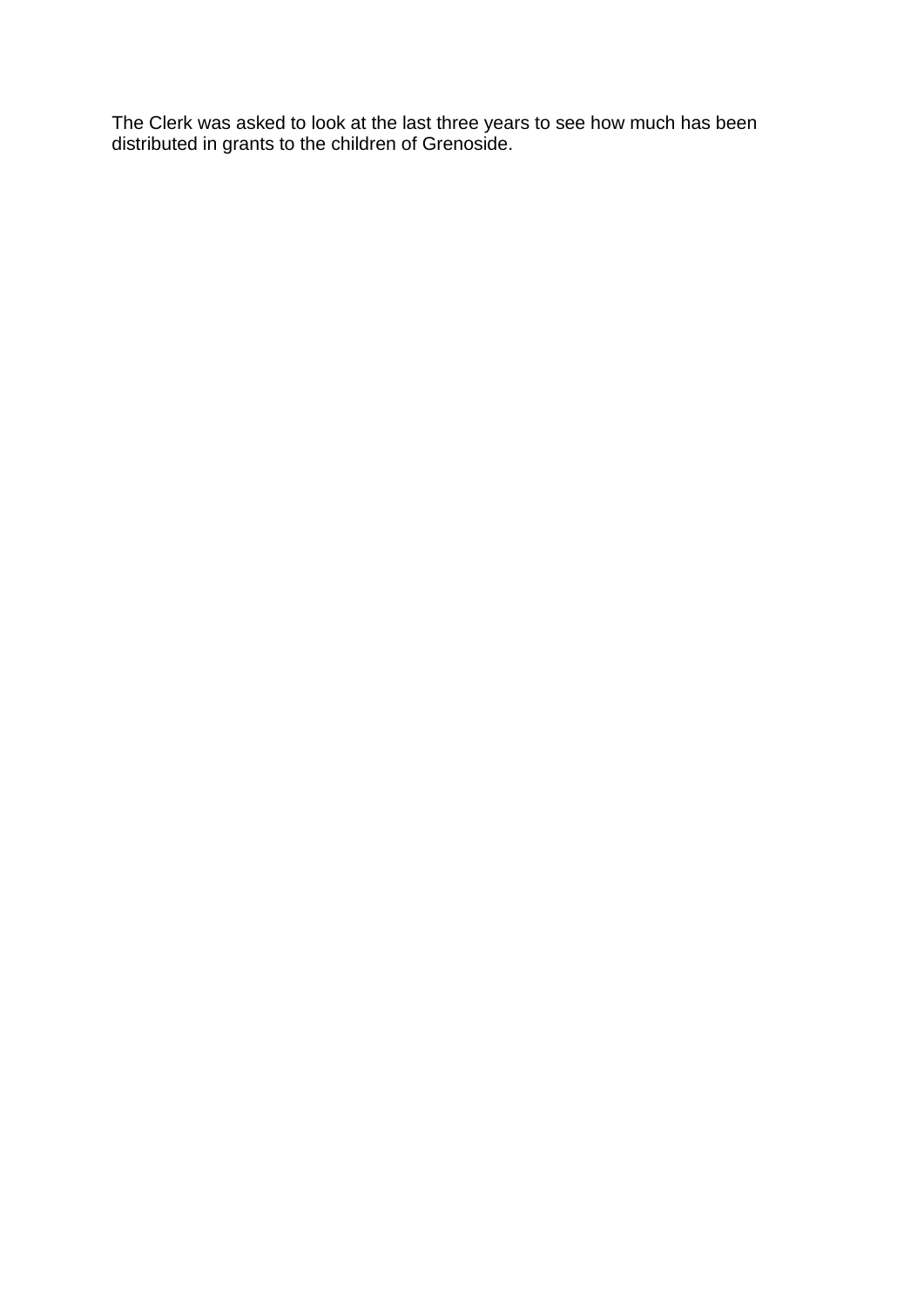The Clerk was asked to look at the last three years to see how much has been distributed in grants to the children of Grenoside.